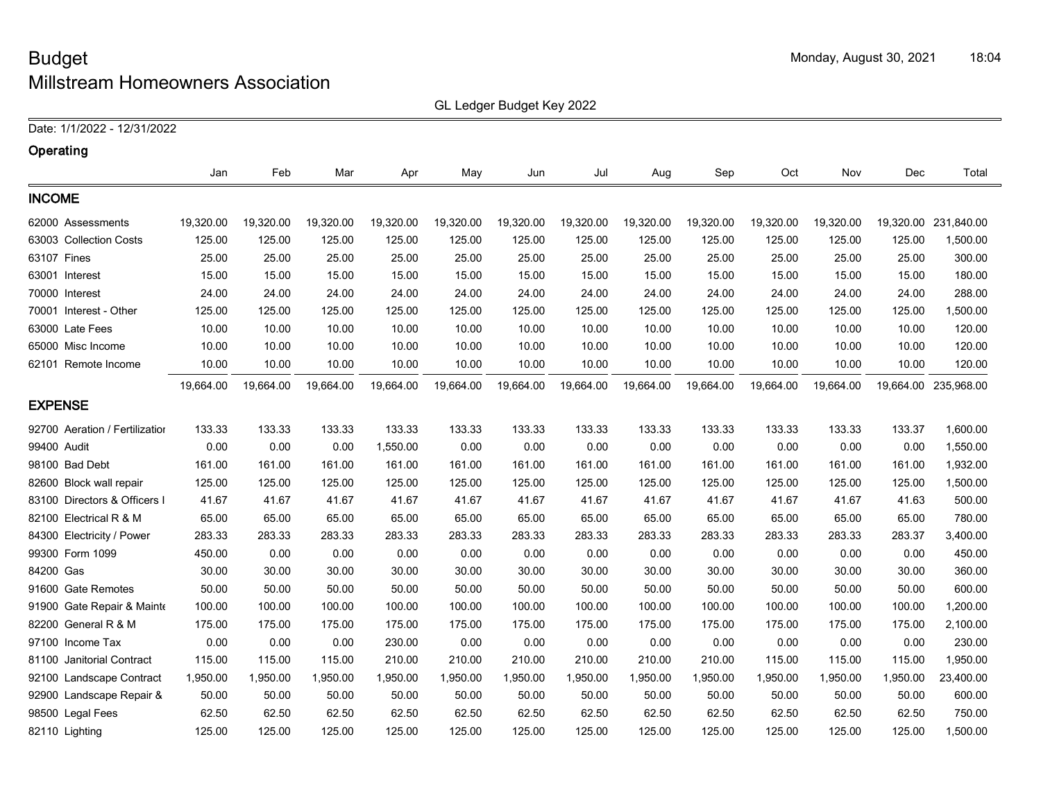# Budget

## Millstream Homeowners Association

Monday, August 30, 2021 18:04

GL Ledger Budget Key 2022

Date: 1/1/2022 - 12/31/2022

### Operating

| | Jan | Feb | Mar | Apr | May | Jun | Jul | Aug | Sep | Oct | Nov | Dec | Total |
|---|---|---|---|---|---|---|---|---|---|---|---|---|---|
| **INCOME** | | | | | | | | | | | | | |
| 62000 Assessments | 19,320.00 | 19,320.00 | 19,320.00 | 19,320.00 | 19,320.00 | 19,320.00 | 19,320.00 | 19,320.00 | 19,320.00 | 19,320.00 | 19,320.00 | 19,320.00 | 231,840.00 |
| 63003 Collection Costs | 125.00 | 125.00 | 125.00 | 125.00 | 125.00 | 125.00 | 125.00 | 125.00 | 125.00 | 125.00 | 125.00 | 125.00 | 1,500.00 |
| 63107 Fines | 25.00 | 25.00 | 25.00 | 25.00 | 25.00 | 25.00 | 25.00 | 25.00 | 25.00 | 25.00 | 25.00 | 25.00 | 300.00 |
| 63001 Interest | 15.00 | 15.00 | 15.00 | 15.00 | 15.00 | 15.00 | 15.00 | 15.00 | 15.00 | 15.00 | 15.00 | 15.00 | 180.00 |
| 70000 Interest | 24.00 | 24.00 | 24.00 | 24.00 | 24.00 | 24.00 | 24.00 | 24.00 | 24.00 | 24.00 | 24.00 | 24.00 | 288.00 |
| 70001 Interest - Other | 125.00 | 125.00 | 125.00 | 125.00 | 125.00 | 125.00 | 125.00 | 125.00 | 125.00 | 125.00 | 125.00 | 125.00 | 1,500.00 |
| 63000 Late Fees | 10.00 | 10.00 | 10.00 | 10.00 | 10.00 | 10.00 | 10.00 | 10.00 | 10.00 | 10.00 | 10.00 | 10.00 | 120.00 |
| 65000 Misc Income | 10.00 | 10.00 | 10.00 | 10.00 | 10.00 | 10.00 | 10.00 | 10.00 | 10.00 | 10.00 | 10.00 | 10.00 | 120.00 |
| 62101 Remote Income | 10.00 | 10.00 | 10.00 | 10.00 | 10.00 | 10.00 | 10.00 | 10.00 | 10.00 | 10.00 | 10.00 | 10.00 | 120.00 |
| | 19,664.00 | 19,664.00 | 19,664.00 | 19,664.00 | 19,664.00 | 19,664.00 | 19,664.00 | 19,664.00 | 19,664.00 | 19,664.00 | 19,664.00 | 19,664.00 | 235,968.00 |
| **EXPENSE** | | | | | | | | | | | | | |
| 92700 Aeration / Fertilizatior | 133.33 | 133.33 | 133.33 | 133.33 | 133.33 | 133.33 | 133.33 | 133.33 | 133.33 | 133.33 | 133.33 | 133.37 | 1,600.00 |
| 99400 Audit | 0.00 | 0.00 | 0.00 | 1,550.00 | 0.00 | 0.00 | 0.00 | 0.00 | 0.00 | 0.00 | 0.00 | 0.00 | 1,550.00 |
| 98100 Bad Debt | 161.00 | 161.00 | 161.00 | 161.00 | 161.00 | 161.00 | 161.00 | 161.00 | 161.00 | 161.00 | 161.00 | 161.00 | 1,932.00 |
| 82600 Block wall repair | 125.00 | 125.00 | 125.00 | 125.00 | 125.00 | 125.00 | 125.00 | 125.00 | 125.00 | 125.00 | 125.00 | 125.00 | 1,500.00 |
| 83100 Directors & Officers I | 41.67 | 41.67 | 41.67 | 41.67 | 41.67 | 41.67 | 41.67 | 41.67 | 41.67 | 41.67 | 41.67 | 41.63 | 500.00 |
| 82100 Electrical R & M | 65.00 | 65.00 | 65.00 | 65.00 | 65.00 | 65.00 | 65.00 | 65.00 | 65.00 | 65.00 | 65.00 | 65.00 | 780.00 |
| 84300 Electricity / Power | 283.33 | 283.33 | 283.33 | 283.33 | 283.33 | 283.33 | 283.33 | 283.33 | 283.33 | 283.33 | 283.33 | 283.37 | 3,400.00 |
| 99300 Form 1099 | 450.00 | 0.00 | 0.00 | 0.00 | 0.00 | 0.00 | 0.00 | 0.00 | 0.00 | 0.00 | 0.00 | 0.00 | 450.00 |
| 84200 Gas | 30.00 | 30.00 | 30.00 | 30.00 | 30.00 | 30.00 | 30.00 | 30.00 | 30.00 | 30.00 | 30.00 | 30.00 | 360.00 |
| 91600 Gate Remotes | 50.00 | 50.00 | 50.00 | 50.00 | 50.00 | 50.00 | 50.00 | 50.00 | 50.00 | 50.00 | 50.00 | 50.00 | 600.00 |
| 91900 Gate Repair & Mainte | 100.00 | 100.00 | 100.00 | 100.00 | 100.00 | 100.00 | 100.00 | 100.00 | 100.00 | 100.00 | 100.00 | 100.00 | 1,200.00 |
| 82200 General R & M | 175.00 | 175.00 | 175.00 | 175.00 | 175.00 | 175.00 | 175.00 | 175.00 | 175.00 | 175.00 | 175.00 | 175.00 | 2,100.00 |
| 97100 Income Tax | 0.00 | 0.00 | 0.00 | 230.00 | 0.00 | 0.00 | 0.00 | 0.00 | 0.00 | 0.00 | 0.00 | 0.00 | 230.00 |
| 81100 Janitorial Contract | 115.00 | 115.00 | 115.00 | 210.00 | 210.00 | 210.00 | 210.00 | 210.00 | 210.00 | 115.00 | 115.00 | 115.00 | 1,950.00 |
| 92100 Landscape Contract | 1,950.00 | 1,950.00 | 1,950.00 | 1,950.00 | 1,950.00 | 1,950.00 | 1,950.00 | 1,950.00 | 1,950.00 | 1,950.00 | 1,950.00 | 1,950.00 | 23,400.00 |
| 92900 Landscape Repair & | 50.00 | 50.00 | 50.00 | 50.00 | 50.00 | 50.00 | 50.00 | 50.00 | 50.00 | 50.00 | 50.00 | 50.00 | 600.00 |
| 98500 Legal Fees | 62.50 | 62.50 | 62.50 | 62.50 | 62.50 | 62.50 | 62.50 | 62.50 | 62.50 | 62.50 | 62.50 | 62.50 | 750.00 |
| 82110 Lighting | 125.00 | 125.00 | 125.00 | 125.00 | 125.00 | 125.00 | 125.00 | 125.00 | 125.00 | 125.00 | 125.00 | 125.00 | 1,500.00 |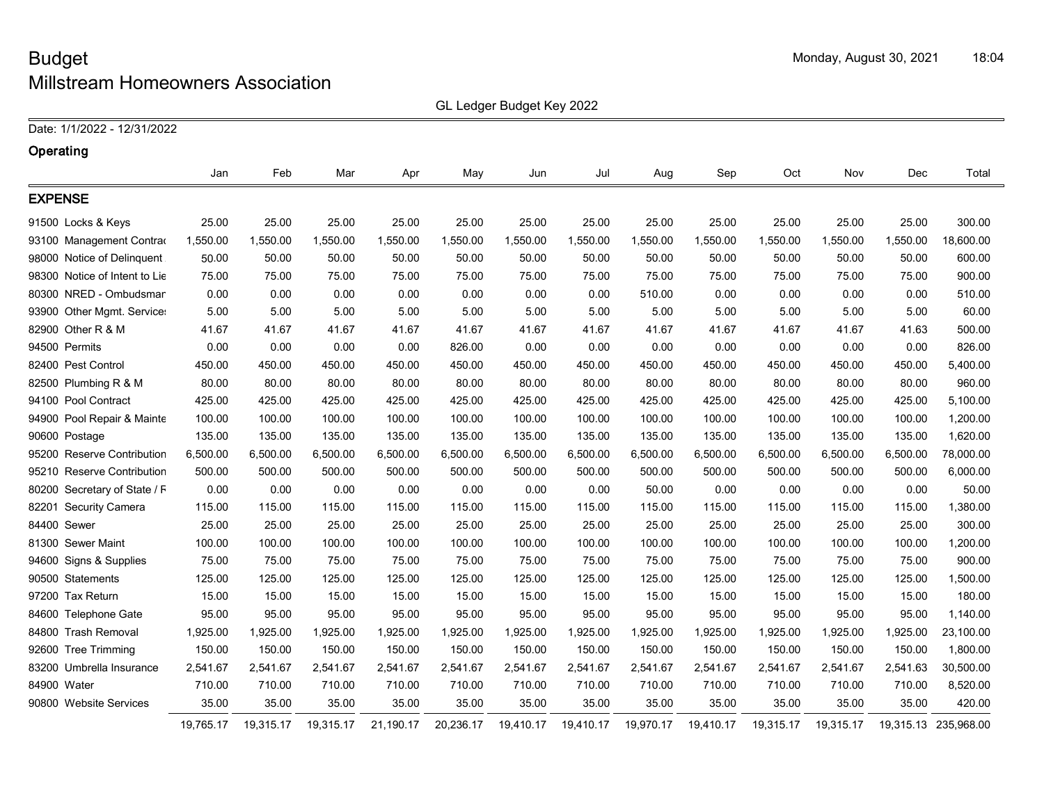# Budget

## Millstream Homeowners Association

Monday, August 30, 2021 18:04

GL Ledger Budget Key 2022

Date: 1/1/2022 - 12/31/2022

### Operating

| | Jan | Feb | Mar | Apr | May | Jun | Jul | Aug | Sep | Oct | Nov | Dec | Total |
|---|---|---|---|---|---|---|---|---|---|---|---|---|---|
| **EXPENSE** | | | | | | | | | | | | | |
| 91500 Locks & Keys | 25.00 | 25.00 | 25.00 | 25.00 | 25.00 | 25.00 | 25.00 | 25.00 | 25.00 | 25.00 | 25.00 | 25.00 | 300.00 |
| 93100 Management Contra | 1,550.00 | 1,550.00 | 1,550.00 | 1,550.00 | 1,550.00 | 1,550.00 | 1,550.00 | 1,550.00 | 1,550.00 | 1,550.00 | 1,550.00 | 1,550.00 | 18,600.00 |
| 98000 Notice of Delinquent | 50.00 | 50.00 | 50.00 | 50.00 | 50.00 | 50.00 | 50.00 | 50.00 | 50.00 | 50.00 | 50.00 | 50.00 | 600.00 |
| 98300 Notice of Intent to Lie | 75.00 | 75.00 | 75.00 | 75.00 | 75.00 | 75.00 | 75.00 | 75.00 | 75.00 | 75.00 | 75.00 | 75.00 | 900.00 |
| 80300 NRED - Ombudsmar | 0.00 | 0.00 | 0.00 | 0.00 | 0.00 | 0.00 | 0.00 | 510.00 | 0.00 | 0.00 | 0.00 | 0.00 | 510.00 |
| 93900 Other Mgmt. Service | 5.00 | 5.00 | 5.00 | 5.00 | 5.00 | 5.00 | 5.00 | 5.00 | 5.00 | 5.00 | 5.00 | 5.00 | 60.00 |
| 82900 Other R & M | 41.67 | 41.67 | 41.67 | 41.67 | 41.67 | 41.67 | 41.67 | 41.67 | 41.67 | 41.67 | 41.67 | 41.63 | 500.00 |
| 94500 Permits | 0.00 | 0.00 | 0.00 | 0.00 | 826.00 | 0.00 | 0.00 | 0.00 | 0.00 | 0.00 | 0.00 | 0.00 | 826.00 |
| 82400 Pest Control | 450.00 | 450.00 | 450.00 | 450.00 | 450.00 | 450.00 | 450.00 | 450.00 | 450.00 | 450.00 | 450.00 | 450.00 | 5,400.00 |
| 82500 Plumbing R & M | 80.00 | 80.00 | 80.00 | 80.00 | 80.00 | 80.00 | 80.00 | 80.00 | 80.00 | 80.00 | 80.00 | 80.00 | 960.00 |
| 94100 Pool Contract | 425.00 | 425.00 | 425.00 | 425.00 | 425.00 | 425.00 | 425.00 | 425.00 | 425.00 | 425.00 | 425.00 | 425.00 | 5,100.00 |
| 94900 Pool Repair & Mainte | 100.00 | 100.00 | 100.00 | 100.00 | 100.00 | 100.00 | 100.00 | 100.00 | 100.00 | 100.00 | 100.00 | 100.00 | 1,200.00 |
| 90600 Postage | 135.00 | 135.00 | 135.00 | 135.00 | 135.00 | 135.00 | 135.00 | 135.00 | 135.00 | 135.00 | 135.00 | 135.00 | 1,620.00 |
| 95200 Reserve Contribution | 6,500.00 | 6,500.00 | 6,500.00 | 6,500.00 | 6,500.00 | 6,500.00 | 6,500.00 | 6,500.00 | 6,500.00 | 6,500.00 | 6,500.00 | 6,500.00 | 78,000.00 |
| 95210 Reserve Contribution | 500.00 | 500.00 | 500.00 | 500.00 | 500.00 | 500.00 | 500.00 | 500.00 | 500.00 | 500.00 | 500.00 | 500.00 | 6,000.00 |
| 80200 Secretary of State / F | 0.00 | 0.00 | 0.00 | 0.00 | 0.00 | 0.00 | 0.00 | 50.00 | 0.00 | 0.00 | 0.00 | 0.00 | 50.00 |
| 82201 Security Camera | 115.00 | 115.00 | 115.00 | 115.00 | 115.00 | 115.00 | 115.00 | 115.00 | 115.00 | 115.00 | 115.00 | 115.00 | 1,380.00 |
| 84400 Sewer | 25.00 | 25.00 | 25.00 | 25.00 | 25.00 | 25.00 | 25.00 | 25.00 | 25.00 | 25.00 | 25.00 | 25.00 | 300.00 |
| 81300 Sewer Maint | 100.00 | 100.00 | 100.00 | 100.00 | 100.00 | 100.00 | 100.00 | 100.00 | 100.00 | 100.00 | 100.00 | 100.00 | 1,200.00 |
| 94600 Signs & Supplies | 75.00 | 75.00 | 75.00 | 75.00 | 75.00 | 75.00 | 75.00 | 75.00 | 75.00 | 75.00 | 75.00 | 75.00 | 900.00 |
| 90500 Statements | 125.00 | 125.00 | 125.00 | 125.00 | 125.00 | 125.00 | 125.00 | 125.00 | 125.00 | 125.00 | 125.00 | 125.00 | 1,500.00 |
| 97200 Tax Return | 15.00 | 15.00 | 15.00 | 15.00 | 15.00 | 15.00 | 15.00 | 15.00 | 15.00 | 15.00 | 15.00 | 15.00 | 180.00 |
| 84600 Telephone Gate | 95.00 | 95.00 | 95.00 | 95.00 | 95.00 | 95.00 | 95.00 | 95.00 | 95.00 | 95.00 | 95.00 | 95.00 | 1,140.00 |
| 84800 Trash Removal | 1,925.00 | 1,925.00 | 1,925.00 | 1,925.00 | 1,925.00 | 1,925.00 | 1,925.00 | 1,925.00 | 1,925.00 | 1,925.00 | 1,925.00 | 1,925.00 | 23,100.00 |
| 92600 Tree Trimming | 150.00 | 150.00 | 150.00 | 150.00 | 150.00 | 150.00 | 150.00 | 150.00 | 150.00 | 150.00 | 150.00 | 150.00 | 1,800.00 |
| 83200 Umbrella Insurance | 2,541.67 | 2,541.67 | 2,541.67 | 2,541.67 | 2,541.67 | 2,541.67 | 2,541.67 | 2,541.67 | 2,541.67 | 2,541.67 | 2,541.67 | 2,541.63 | 30,500.00 |
| 84900 Water | 710.00 | 710.00 | 710.00 | 710.00 | 710.00 | 710.00 | 710.00 | 710.00 | 710.00 | 710.00 | 710.00 | 710.00 | 8,520.00 |
| 90800 Website Services | 35.00 | 35.00 | 35.00 | 35.00 | 35.00 | 35.00 | 35.00 | 35.00 | 35.00 | 35.00 | 35.00 | 35.00 | 420.00 |
| | 19,765.17 | 19,315.17 | 19,315.17 | 21,190.17 | 20,236.17 | 19,410.17 | 19,410.17 | 19,970.17 | 19,410.17 | 19,315.17 | 19,315.17 | 19,315.13 | 235,968.00 |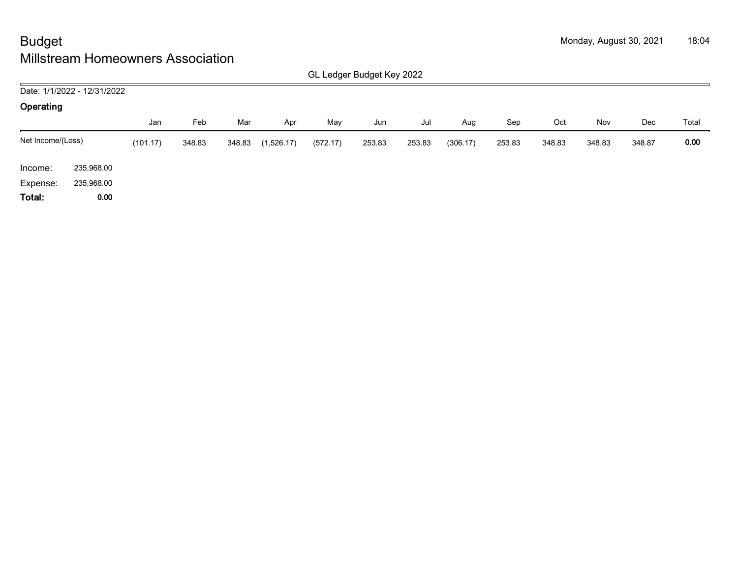# Budget

## Millstream Homeowners Association

Monday, August 30, 2021 18:04

GL Ledger Budget Key 2022

Date: 1/1/2022 - 12/31/2022

**Operating**

| | Jan | Feb | Mar | Apr | May | Jun | Jul | Aug | Sep | Oct | Nov | Dec | Total |
|---|---|---|---|---|---|---|---|---|---|---|---|---|---|
| Net Income/(Loss) | (101.17) | 348.83 | 348.83 | (1,526.17) | (572.17) | 253.83 | 253.83 | (306.17) | 253.83 | 348.83 | 348.83 | 348.87 | **0.00** |

| | |
|---|---|
| Income: | 235,968.00 |
| Expense: | 235,968.00 |
| **Total:** | **0.00** |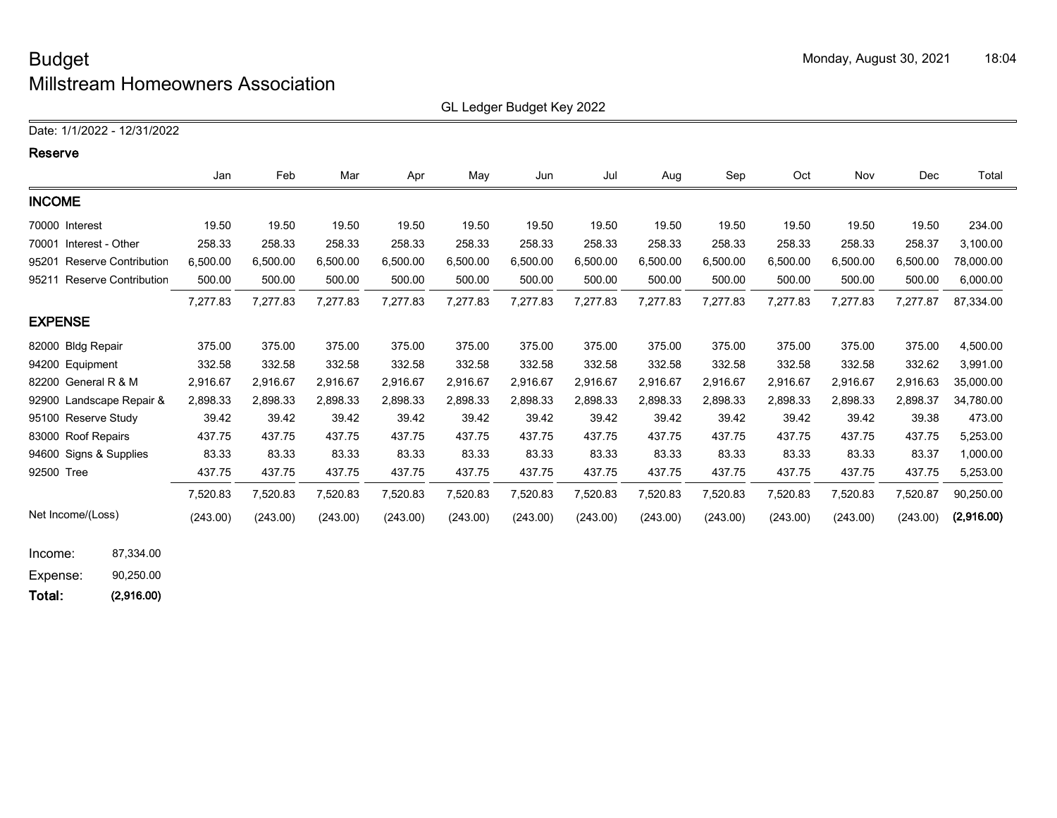# Budget

## Millstream Homeowners Association

GL Ledger Budget Key 2022

Date: 1/1/2022 - 12/31/2022

**Reserve**

| | Jan | Feb | Mar | Apr | May | Jun | Jul | Aug | Sep | Oct | Nov | Dec | Total |
|---|---|---|---|---|---|---|---|---|---|---|---|---|---|
| **INCOME** | | | | | | | | | | | | | |
| 70000 Interest | 19.50 | 19.50 | 19.50 | 19.50 | 19.50 | 19.50 | 19.50 | 19.50 | 19.50 | 19.50 | 19.50 | 19.50 | 234.00 |
| 70001 Interest - Other | 258.33 | 258.33 | 258.33 | 258.33 | 258.33 | 258.33 | 258.33 | 258.33 | 258.33 | 258.33 | 258.33 | 258.37 | 3,100.00 |
| 95201 Reserve Contribution | 6,500.00 | 6,500.00 | 6,500.00 | 6,500.00 | 6,500.00 | 6,500.00 | 6,500.00 | 6,500.00 | 6,500.00 | 6,500.00 | 6,500.00 | 6,500.00 | 78,000.00 |
| 95211 Reserve Contribution | 500.00 | 500.00 | 500.00 | 500.00 | 500.00 | 500.00 | 500.00 | 500.00 | 500.00 | 500.00 | 500.00 | 500.00 | 6,000.00 |
| | 7,277.83 | 7,277.83 | 7,277.83 | 7,277.83 | 7,277.83 | 7,277.83 | 7,277.83 | 7,277.83 | 7,277.83 | 7,277.83 | 7,277.83 | 7,277.87 | 87,334.00 |
| **EXPENSE** | | | | | | | | | | | | | |
| 82000 Bldg Repair | 375.00 | 375.00 | 375.00 | 375.00 | 375.00 | 375.00 | 375.00 | 375.00 | 375.00 | 375.00 | 375.00 | 375.00 | 4,500.00 |
| 94200 Equipment | 332.58 | 332.58 | 332.58 | 332.58 | 332.58 | 332.58 | 332.58 | 332.58 | 332.58 | 332.58 | 332.58 | 332.62 | 3,991.00 |
| 82200 General R & M | 2,916.67 | 2,916.67 | 2,916.67 | 2,916.67 | 2,916.67 | 2,916.67 | 2,916.67 | 2,916.67 | 2,916.67 | 2,916.67 | 2,916.67 | 2,916.63 | 35,000.00 |
| 92900 Landscape Repair & | 2,898.33 | 2,898.33 | 2,898.33 | 2,898.33 | 2,898.33 | 2,898.33 | 2,898.33 | 2,898.33 | 2,898.33 | 2,898.33 | 2,898.33 | 2,898.37 | 34,780.00 |
| 95100 Reserve Study | 39.42 | 39.42 | 39.42 | 39.42 | 39.42 | 39.42 | 39.42 | 39.42 | 39.42 | 39.42 | 39.42 | 39.38 | 473.00 |
| 83000 Roof Repairs | 437.75 | 437.75 | 437.75 | 437.75 | 437.75 | 437.75 | 437.75 | 437.75 | 437.75 | 437.75 | 437.75 | 437.75 | 5,253.00 |
| 94600 Signs & Supplies | 83.33 | 83.33 | 83.33 | 83.33 | 83.33 | 83.33 | 83.33 | 83.33 | 83.33 | 83.33 | 83.33 | 83.37 | 1,000.00 |
| 92500 Tree | 437.75 | 437.75 | 437.75 | 437.75 | 437.75 | 437.75 | 437.75 | 437.75 | 437.75 | 437.75 | 437.75 | 437.75 | 5,253.00 |
| | 7,520.83 | 7,520.83 | 7,520.83 | 7,520.83 | 7,520.83 | 7,520.83 | 7,520.83 | 7,520.83 | 7,520.83 | 7,520.83 | 7,520.83 | 7,520.87 | 90,250.00 |
| Net Income/(Loss) | (243.00) | (243.00) | (243.00) | (243.00) | (243.00) | (243.00) | (243.00) | (243.00) | (243.00) | (243.00) | (243.00) | (243.00) | **(2,916.00)** |

| | |
|---|---|
| Income: | 87,334.00 |
| Expense: | 90,250.00 |
| **Total:** | **(2,916.00)** |